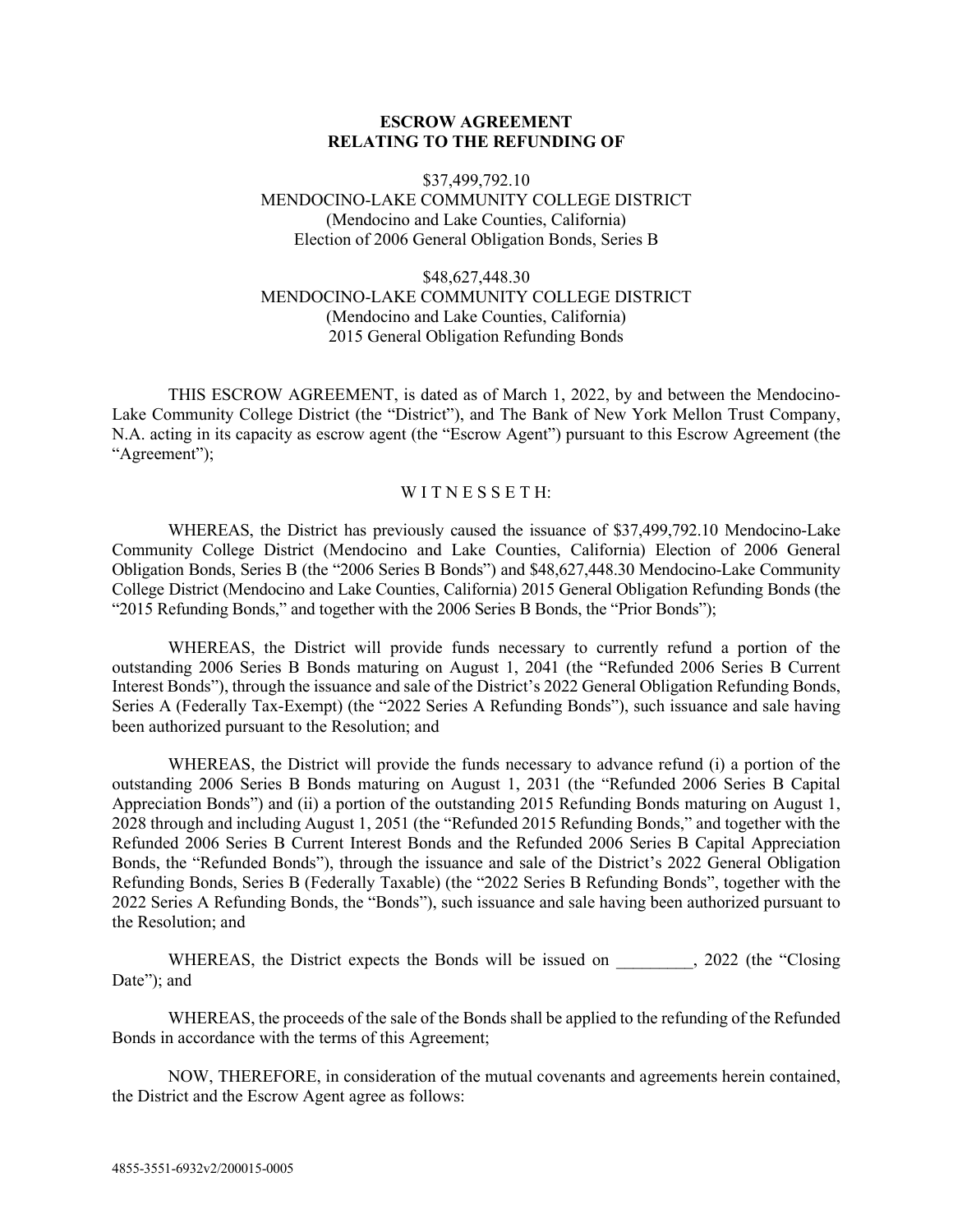**ESCROW AGREEMENT**
**RELATING TO THE REFUNDING OF**

$37,499,792.10
MENDOCINO-LAKE COMMUNITY COLLEGE DISTRICT
(Mendocino and Lake Counties, California)
Election of 2006 General Obligation Bonds, Series B

$48,627,448.30
MENDOCINO-LAKE COMMUNITY COLLEGE DISTRICT
(Mendocino and Lake Counties, California)
2015 General Obligation Refunding Bonds

THIS ESCROW AGREEMENT, is dated as of March 1, 2022, by and between the Mendocino-Lake Community College District (the "District"), and The Bank of New York Mellon Trust Company, N.A. acting in its capacity as escrow agent (the "Escrow Agent") pursuant to this Escrow Agreement (the "Agreement");

W I T N E S S E T H:

WHEREAS, the District has previously caused the issuance of $37,499,792.10 Mendocino-Lake Community College District (Mendocino and Lake Counties, California) Election of 2006 General Obligation Bonds, Series B (the "2006 Series B Bonds") and $48,627,448.30 Mendocino-Lake Community College District (Mendocino and Lake Counties, California) 2015 General Obligation Refunding Bonds (the "2015 Refunding Bonds," and together with the 2006 Series B Bonds, the "Prior Bonds");

WHEREAS, the District will provide funds necessary to currently refund a portion of the outstanding 2006 Series B Bonds maturing on August 1, 2041 (the "Refunded 2006 Series B Current Interest Bonds"), through the issuance and sale of the District's 2022 General Obligation Refunding Bonds, Series A (Federally Tax-Exempt) (the "2022 Series A Refunding Bonds"), such issuance and sale having been authorized pursuant to the Resolution; and

WHEREAS, the District will provide the funds necessary to advance refund (i) a portion of the outstanding 2006 Series B Bonds maturing on August 1, 2031 (the "Refunded 2006 Series B Capital Appreciation Bonds") and (ii) a portion of the outstanding 2015 Refunding Bonds maturing on August 1, 2028 through and including August 1, 2051 (the "Refunded 2015 Refunding Bonds," and together with the Refunded 2006 Series B Current Interest Bonds and the Refunded 2006 Series B Capital Appreciation Bonds, the "Refunded Bonds"), through the issuance and sale of the District's 2022 General Obligation Refunding Bonds, Series B (Federally Taxable) (the "2022 Series B Refunding Bonds", together with the 2022 Series A Refunding Bonds, the "Bonds"), such issuance and sale having been authorized pursuant to the Resolution; and

WHEREAS, the District expects the Bonds will be issued on _________, 2022 (the "Closing Date"); and

WHEREAS, the proceeds of the sale of the Bonds shall be applied to the refunding of the Refunded Bonds in accordance with the terms of this Agreement;

NOW, THEREFORE, in consideration of the mutual covenants and agreements herein contained, the District and the Escrow Agent agree as follows:

4855-3551-6932v2/200015-0005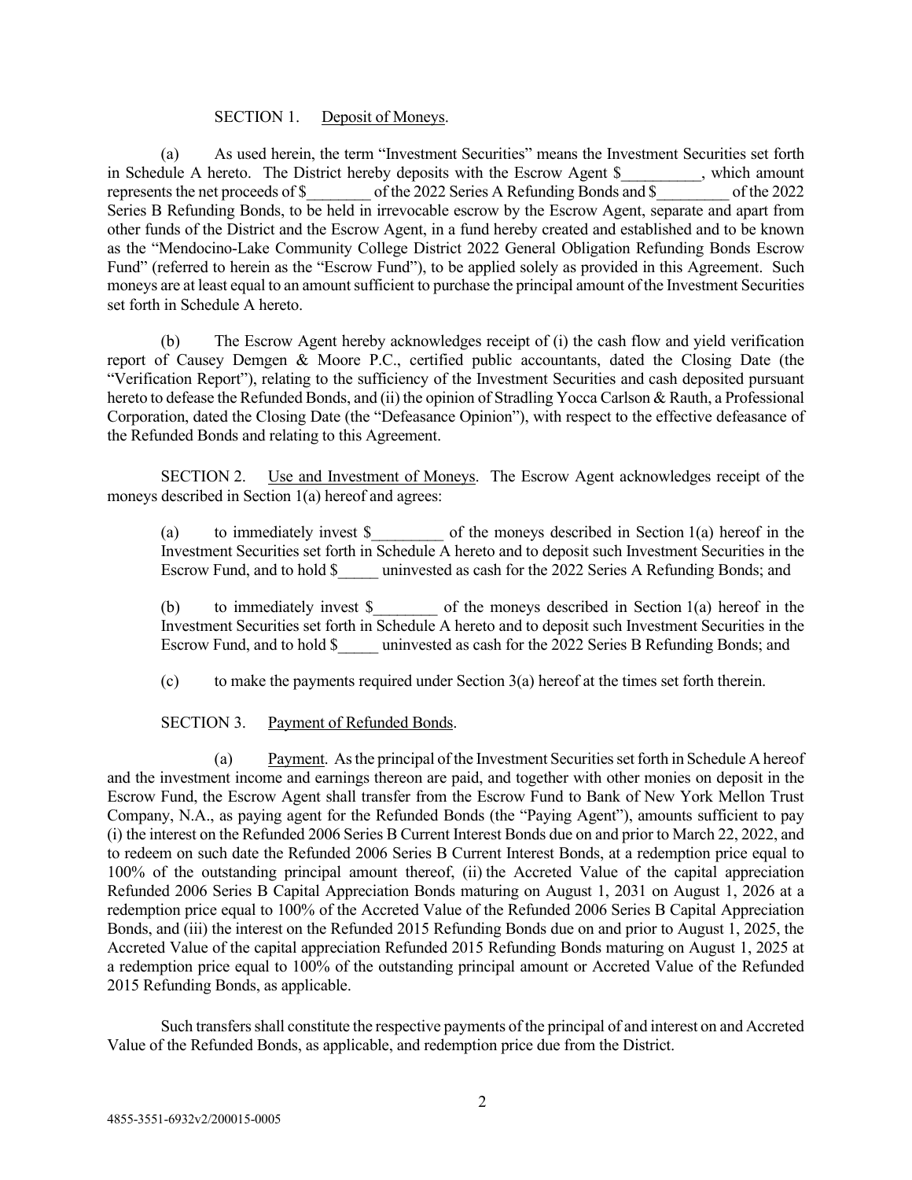SECTION 1. Deposit of Moneys.

(a) As used herein, the term "Investment Securities" means the Investment Securities set forth in Schedule A hereto. The District hereby deposits with the Escrow Agent $__________, which amount represents the net proceeds of $________ of the 2022 Series A Refunding Bonds and $_________ of the 2022 Series B Refunding Bonds, to be held in irrevocable escrow by the Escrow Agent, separate and apart from other funds of the District and the Escrow Agent, in a fund hereby created and established and to be known as the "Mendocino-Lake Community College District 2022 General Obligation Refunding Bonds Escrow Fund" (referred to herein as the "Escrow Fund"), to be applied solely as provided in this Agreement. Such moneys are at least equal to an amount sufficient to purchase the principal amount of the Investment Securities set forth in Schedule A hereto.

(b) The Escrow Agent hereby acknowledges receipt of (i) the cash flow and yield verification report of Causey Demgen & Moore P.C., certified public accountants, dated the Closing Date (the "Verification Report"), relating to the sufficiency of the Investment Securities and cash deposited pursuant hereto to defease the Refunded Bonds, and (ii) the opinion of Stradling Yocca Carlson & Rauth, a Professional Corporation, dated the Closing Date (the "Defeasance Opinion"), with respect to the effective defeasance of the Refunded Bonds and relating to this Agreement.

SECTION 2. Use and Investment of Moneys. The Escrow Agent acknowledges receipt of the moneys described in Section 1(a) hereof and agrees:

(a) to immediately invest $_________ of the moneys described in Section 1(a) hereof in the Investment Securities set forth in Schedule A hereto and to deposit such Investment Securities in the Escrow Fund, and to hold $_____ uninvested as cash for the 2022 Series A Refunding Bonds; and

(b) to immediately invest $________ of the moneys described in Section 1(a) hereof in the Investment Securities set forth in Schedule A hereto and to deposit such Investment Securities in the Escrow Fund, and to hold $_____ uninvested as cash for the 2022 Series B Refunding Bonds; and

(c) to make the payments required under Section 3(a) hereof at the times set forth therein.

SECTION 3. Payment of Refunded Bonds.

(a) Payment. As the principal of the Investment Securities set forth in Schedule A hereof and the investment income and earnings thereon are paid, and together with other monies on deposit in the Escrow Fund, the Escrow Agent shall transfer from the Escrow Fund to Bank of New York Mellon Trust Company, N.A., as paying agent for the Refunded Bonds (the "Paying Agent"), amounts sufficient to pay (i) the interest on the Refunded 2006 Series B Current Interest Bonds due on and prior to March 22, 2022, and to redeem on such date the Refunded 2006 Series B Current Interest Bonds, at a redemption price equal to 100% of the outstanding principal amount thereof, (ii) the Accreted Value of the capital appreciation Refunded 2006 Series B Capital Appreciation Bonds maturing on August 1, 2031 on August 1, 2026 at a redemption price equal to 100% of the Accreted Value of the Refunded 2006 Series B Capital Appreciation Bonds, and (iii) the interest on the Refunded 2015 Refunding Bonds due on and prior to August 1, 2025, the Accreted Value of the capital appreciation Refunded 2015 Refunding Bonds maturing on August 1, 2025 at a redemption price equal to 100% of the outstanding principal amount or Accreted Value of the Refunded 2015 Refunding Bonds, as applicable.

Such transfers shall constitute the respective payments of the principal of and interest on and Accreted Value of the Refunded Bonds, as applicable, and redemption price due from the District.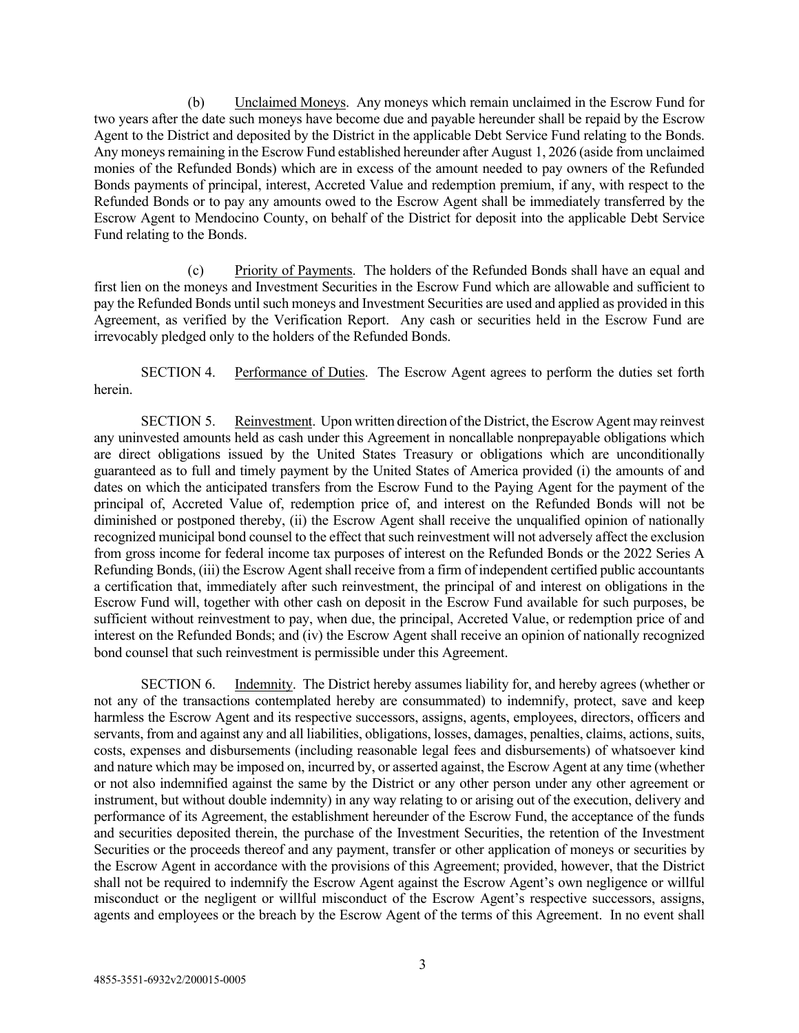(b) Unclaimed Moneys. Any moneys which remain unclaimed in the Escrow Fund for two years after the date such moneys have become due and payable hereunder shall be repaid by the Escrow Agent to the District and deposited by the District in the applicable Debt Service Fund relating to the Bonds. Any moneys remaining in the Escrow Fund established hereunder after August 1, 2026 (aside from unclaimed monies of the Refunded Bonds) which are in excess of the amount needed to pay owners of the Refunded Bonds payments of principal, interest, Accreted Value and redemption premium, if any, with respect to the Refunded Bonds or to pay any amounts owed to the Escrow Agent shall be immediately transferred by the Escrow Agent to Mendocino County, on behalf of the District for deposit into the applicable Debt Service Fund relating to the Bonds.

(c) Priority of Payments. The holders of the Refunded Bonds shall have an equal and first lien on the moneys and Investment Securities in the Escrow Fund which are allowable and sufficient to pay the Refunded Bonds until such moneys and Investment Securities are used and applied as provided in this Agreement, as verified by the Verification Report. Any cash or securities held in the Escrow Fund are irrevocably pledged only to the holders of the Refunded Bonds.

SECTION 4. Performance of Duties. The Escrow Agent agrees to perform the duties set forth herein.

SECTION 5. Reinvestment. Upon written direction of the District, the Escrow Agent may reinvest any uninvested amounts held as cash under this Agreement in noncallable nonprepayable obligations which are direct obligations issued by the United States Treasury or obligations which are unconditionally guaranteed as to full and timely payment by the United States of America provided (i) the amounts of and dates on which the anticipated transfers from the Escrow Fund to the Paying Agent for the payment of the principal of, Accreted Value of, redemption price of, and interest on the Refunded Bonds will not be diminished or postponed thereby, (ii) the Escrow Agent shall receive the unqualified opinion of nationally recognized municipal bond counsel to the effect that such reinvestment will not adversely affect the exclusion from gross income for federal income tax purposes of interest on the Refunded Bonds or the 2022 Series A Refunding Bonds, (iii) the Escrow Agent shall receive from a firm of independent certified public accountants a certification that, immediately after such reinvestment, the principal of and interest on obligations in the Escrow Fund will, together with other cash on deposit in the Escrow Fund available for such purposes, be sufficient without reinvestment to pay, when due, the principal, Accreted Value, or redemption price of and interest on the Refunded Bonds; and (iv) the Escrow Agent shall receive an opinion of nationally recognized bond counsel that such reinvestment is permissible under this Agreement.

SECTION 6. Indemnity. The District hereby assumes liability for, and hereby agrees (whether or not any of the transactions contemplated hereby are consummated) to indemnify, protect, save and keep harmless the Escrow Agent and its respective successors, assigns, agents, employees, directors, officers and servants, from and against any and all liabilities, obligations, losses, damages, penalties, claims, actions, suits, costs, expenses and disbursements (including reasonable legal fees and disbursements) of whatsoever kind and nature which may be imposed on, incurred by, or asserted against, the Escrow Agent at any time (whether or not also indemnified against the same by the District or any other person under any other agreement or instrument, but without double indemnity) in any way relating to or arising out of the execution, delivery and performance of its Agreement, the establishment hereunder of the Escrow Fund, the acceptance of the funds and securities deposited therein, the purchase of the Investment Securities, the retention of the Investment Securities or the proceeds thereof and any payment, transfer or other application of moneys or securities by the Escrow Agent in accordance with the provisions of this Agreement; provided, however, that the District shall not be required to indemnify the Escrow Agent against the Escrow Agent's own negligence or willful misconduct or the negligent or willful misconduct of the Escrow Agent's respective successors, assigns, agents and employees or the breach by the Escrow Agent of the terms of this Agreement. In no event shall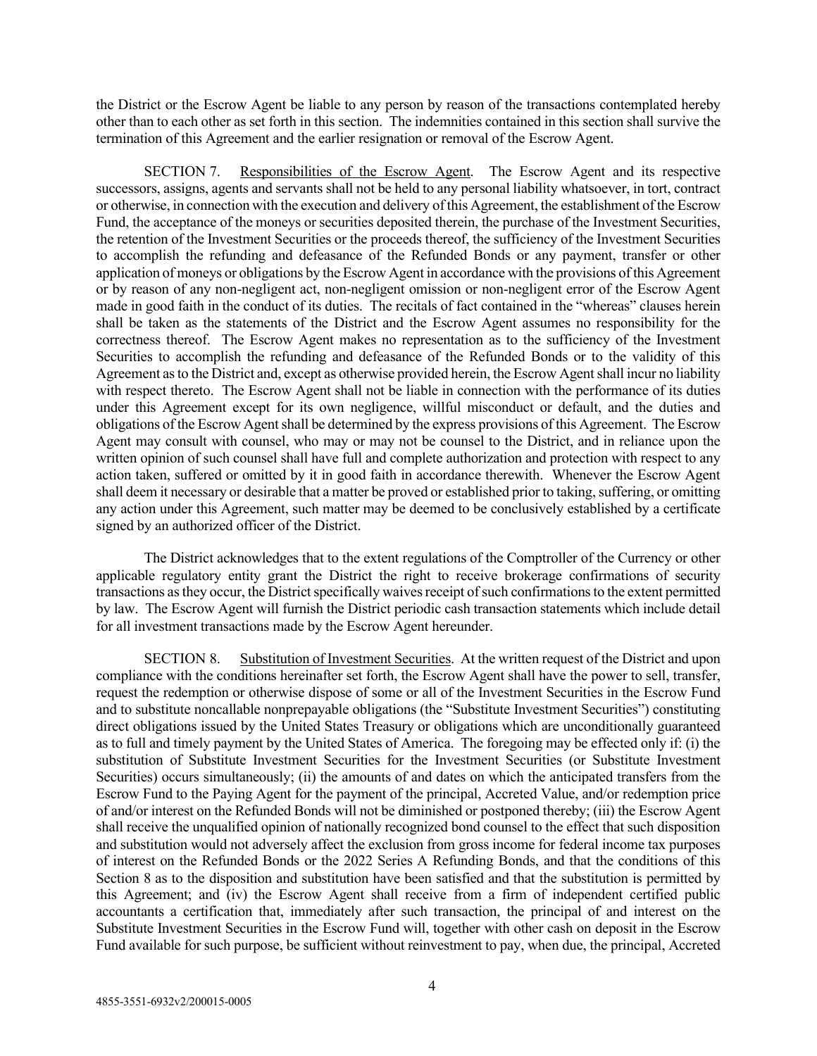the District or the Escrow Agent be liable to any person by reason of the transactions contemplated hereby other than to each other as set forth in this section. The indemnities contained in this section shall survive the termination of this Agreement and the earlier resignation or removal of the Escrow Agent.

SECTION 7. Responsibilities of the Escrow Agent. The Escrow Agent and its respective successors, assigns, agents and servants shall not be held to any personal liability whatsoever, in tort, contract or otherwise, in connection with the execution and delivery of this Agreement, the establishment of the Escrow Fund, the acceptance of the moneys or securities deposited therein, the purchase of the Investment Securities, the retention of the Investment Securities or the proceeds thereof, the sufficiency of the Investment Securities to accomplish the refunding and defeasance of the Refunded Bonds or any payment, transfer or other application of moneys or obligations by the Escrow Agent in accordance with the provisions of this Agreement or by reason of any non-negligent act, non-negligent omission or non-negligent error of the Escrow Agent made in good faith in the conduct of its duties. The recitals of fact contained in the "whereas" clauses herein shall be taken as the statements of the District and the Escrow Agent assumes no responsibility for the correctness thereof. The Escrow Agent makes no representation as to the sufficiency of the Investment Securities to accomplish the refunding and defeasance of the Refunded Bonds or to the validity of this Agreement as to the District and, except as otherwise provided herein, the Escrow Agent shall incur no liability with respect thereto. The Escrow Agent shall not be liable in connection with the performance of its duties under this Agreement except for its own negligence, willful misconduct or default, and the duties and obligations of the Escrow Agent shall be determined by the express provisions of this Agreement. The Escrow Agent may consult with counsel, who may or may not be counsel to the District, and in reliance upon the written opinion of such counsel shall have full and complete authorization and protection with respect to any action taken, suffered or omitted by it in good faith in accordance therewith. Whenever the Escrow Agent shall deem it necessary or desirable that a matter be proved or established prior to taking, suffering, or omitting any action under this Agreement, such matter may be deemed to be conclusively established by a certificate signed by an authorized officer of the District.

The District acknowledges that to the extent regulations of the Comptroller of the Currency or other applicable regulatory entity grant the District the right to receive brokerage confirmations of security transactions as they occur, the District specifically waives receipt of such confirmations to the extent permitted by law. The Escrow Agent will furnish the District periodic cash transaction statements which include detail for all investment transactions made by the Escrow Agent hereunder.

SECTION 8. Substitution of Investment Securities. At the written request of the District and upon compliance with the conditions hereinafter set forth, the Escrow Agent shall have the power to sell, transfer, request the redemption or otherwise dispose of some or all of the Investment Securities in the Escrow Fund and to substitute noncallable nonprepayable obligations (the "Substitute Investment Securities") constituting direct obligations issued by the United States Treasury or obligations which are unconditionally guaranteed as to full and timely payment by the United States of America. The foregoing may be effected only if: (i) the substitution of Substitute Investment Securities for the Investment Securities (or Substitute Investment Securities) occurs simultaneously; (ii) the amounts of and dates on which the anticipated transfers from the Escrow Fund to the Paying Agent for the payment of the principal, Accreted Value, and/or redemption price of and/or interest on the Refunded Bonds will not be diminished or postponed thereby; (iii) the Escrow Agent shall receive the unqualified opinion of nationally recognized bond counsel to the effect that such disposition and substitution would not adversely affect the exclusion from gross income for federal income tax purposes of interest on the Refunded Bonds or the 2022 Series A Refunding Bonds, and that the conditions of this Section 8 as to the disposition and substitution have been satisfied and that the substitution is permitted by this Agreement; and (iv) the Escrow Agent shall receive from a firm of independent certified public accountants a certification that, immediately after such transaction, the principal of and interest on the Substitute Investment Securities in the Escrow Fund will, together with other cash on deposit in the Escrow Fund available for such purpose, be sufficient without reinvestment to pay, when due, the principal, Accreted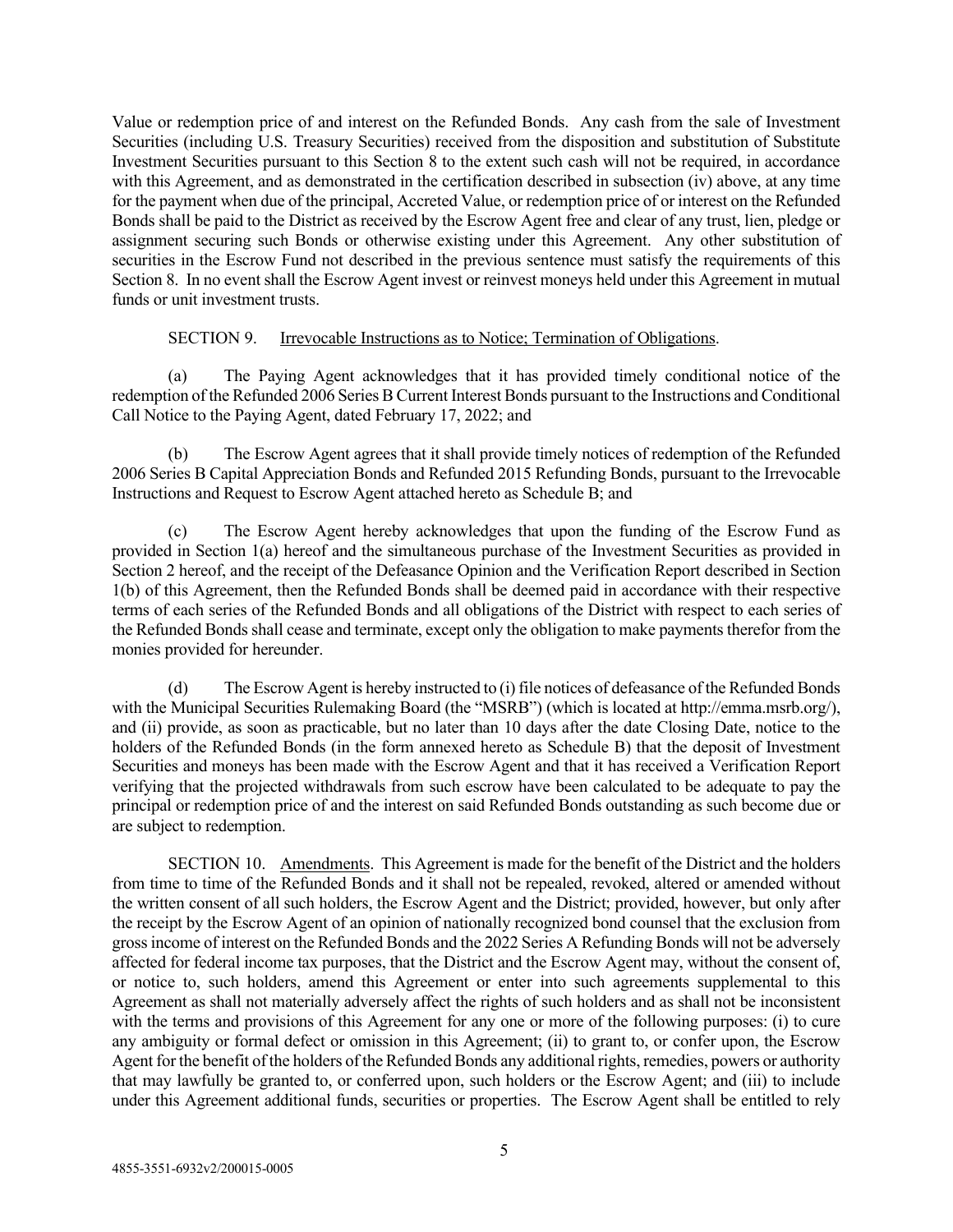Value or redemption price of and interest on the Refunded Bonds. Any cash from the sale of Investment Securities (including U.S. Treasury Securities) received from the disposition and substitution of Substitute Investment Securities pursuant to this Section 8 to the extent such cash will not be required, in accordance with this Agreement, and as demonstrated in the certification described in subsection (iv) above, at any time for the payment when due of the principal, Accreted Value, or redemption price of or interest on the Refunded Bonds shall be paid to the District as received by the Escrow Agent free and clear of any trust, lien, pledge or assignment securing such Bonds or otherwise existing under this Agreement. Any other substitution of securities in the Escrow Fund not described in the previous sentence must satisfy the requirements of this Section 8. In no event shall the Escrow Agent invest or reinvest moneys held under this Agreement in mutual funds or unit investment trusts.

SECTION 9. Irrevocable Instructions as to Notice; Termination of Obligations.

(a) The Paying Agent acknowledges that it has provided timely conditional notice of the redemption of the Refunded 2006 Series B Current Interest Bonds pursuant to the Instructions and Conditional Call Notice to the Paying Agent, dated February 17, 2022; and

(b) The Escrow Agent agrees that it shall provide timely notices of redemption of the Refunded 2006 Series B Capital Appreciation Bonds and Refunded 2015 Refunding Bonds, pursuant to the Irrevocable Instructions and Request to Escrow Agent attached hereto as Schedule B; and

(c) The Escrow Agent hereby acknowledges that upon the funding of the Escrow Fund as provided in Section 1(a) hereof and the simultaneous purchase of the Investment Securities as provided in Section 2 hereof, and the receipt of the Defeasance Opinion and the Verification Report described in Section 1(b) of this Agreement, then the Refunded Bonds shall be deemed paid in accordance with their respective terms of each series of the Refunded Bonds and all obligations of the District with respect to each series of the Refunded Bonds shall cease and terminate, except only the obligation to make payments therefor from the monies provided for hereunder.

(d) The Escrow Agent is hereby instructed to (i) file notices of defeasance of the Refunded Bonds with the Municipal Securities Rulemaking Board (the "MSRB") (which is located at http://emma.msrb.org/), and (ii) provide, as soon as practicable, but no later than 10 days after the date Closing Date, notice to the holders of the Refunded Bonds (in the form annexed hereto as Schedule B) that the deposit of Investment Securities and moneys has been made with the Escrow Agent and that it has received a Verification Report verifying that the projected withdrawals from such escrow have been calculated to be adequate to pay the principal or redemption price of and the interest on said Refunded Bonds outstanding as such become due or are subject to redemption.

SECTION 10. Amendments. This Agreement is made for the benefit of the District and the holders from time to time of the Refunded Bonds and it shall not be repealed, revoked, altered or amended without the written consent of all such holders, the Escrow Agent and the District; provided, however, but only after the receipt by the Escrow Agent of an opinion of nationally recognized bond counsel that the exclusion from gross income of interest on the Refunded Bonds and the 2022 Series A Refunding Bonds will not be adversely affected for federal income tax purposes, that the District and the Escrow Agent may, without the consent of, or notice to, such holders, amend this Agreement or enter into such agreements supplemental to this Agreement as shall not materially adversely affect the rights of such holders and as shall not be inconsistent with the terms and provisions of this Agreement for any one or more of the following purposes: (i) to cure any ambiguity or formal defect or omission in this Agreement; (ii) to grant to, or confer upon, the Escrow Agent for the benefit of the holders of the Refunded Bonds any additional rights, remedies, powers or authority that may lawfully be granted to, or conferred upon, such holders or the Escrow Agent; and (iii) to include under this Agreement additional funds, securities or properties. The Escrow Agent shall be entitled to rely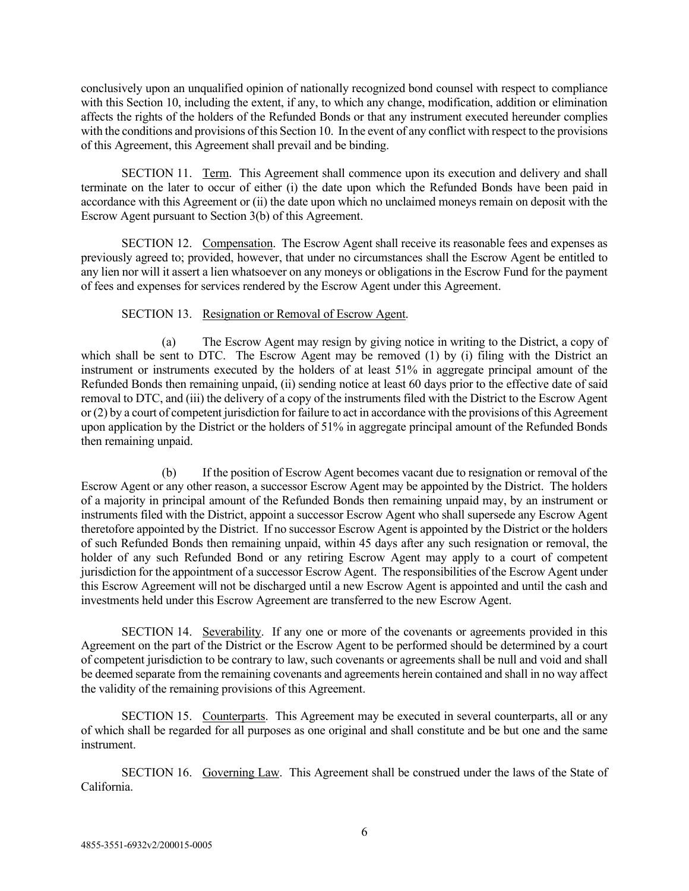conclusively upon an unqualified opinion of nationally recognized bond counsel with respect to compliance with this Section 10, including the extent, if any, to which any change, modification, addition or elimination affects the rights of the holders of the Refunded Bonds or that any instrument executed hereunder complies with the conditions and provisions of this Section 10. In the event of any conflict with respect to the provisions of this Agreement, this Agreement shall prevail and be binding.

SECTION 11. Term. This Agreement shall commence upon its execution and delivery and shall terminate on the later to occur of either (i) the date upon which the Refunded Bonds have been paid in accordance with this Agreement or (ii) the date upon which no unclaimed moneys remain on deposit with the Escrow Agent pursuant to Section 3(b) of this Agreement.

SECTION 12. Compensation. The Escrow Agent shall receive its reasonable fees and expenses as previously agreed to; provided, however, that under no circumstances shall the Escrow Agent be entitled to any lien nor will it assert a lien whatsoever on any moneys or obligations in the Escrow Fund for the payment of fees and expenses for services rendered by the Escrow Agent under this Agreement.

SECTION 13. Resignation or Removal of Escrow Agent.

(a) The Escrow Agent may resign by giving notice in writing to the District, a copy of which shall be sent to DTC. The Escrow Agent may be removed (1) by (i) filing with the District an instrument or instruments executed by the holders of at least 51% in aggregate principal amount of the Refunded Bonds then remaining unpaid, (ii) sending notice at least 60 days prior to the effective date of said removal to DTC, and (iii) the delivery of a copy of the instruments filed with the District to the Escrow Agent or (2) by a court of competent jurisdiction for failure to act in accordance with the provisions of this Agreement upon application by the District or the holders of 51% in aggregate principal amount of the Refunded Bonds then remaining unpaid.

(b) If the position of Escrow Agent becomes vacant due to resignation or removal of the Escrow Agent or any other reason, a successor Escrow Agent may be appointed by the District. The holders of a majority in principal amount of the Refunded Bonds then remaining unpaid may, by an instrument or instruments filed with the District, appoint a successor Escrow Agent who shall supersede any Escrow Agent theretofore appointed by the District. If no successor Escrow Agent is appointed by the District or the holders of such Refunded Bonds then remaining unpaid, within 45 days after any such resignation or removal, the holder of any such Refunded Bond or any retiring Escrow Agent may apply to a court of competent jurisdiction for the appointment of a successor Escrow Agent. The responsibilities of the Escrow Agent under this Escrow Agreement will not be discharged until a new Escrow Agent is appointed and until the cash and investments held under this Escrow Agreement are transferred to the new Escrow Agent.

SECTION 14. Severability. If any one or more of the covenants or agreements provided in this Agreement on the part of the District or the Escrow Agent to be performed should be determined by a court of competent jurisdiction to be contrary to law, such covenants or agreements shall be null and void and shall be deemed separate from the remaining covenants and agreements herein contained and shall in no way affect the validity of the remaining provisions of this Agreement.

SECTION 15. Counterparts. This Agreement may be executed in several counterparts, all or any of which shall be regarded for all purposes as one original and shall constitute and be but one and the same instrument.

SECTION 16. Governing Law. This Agreement shall be construed under the laws of the State of California.

4855-3551-6932v2/200015-0005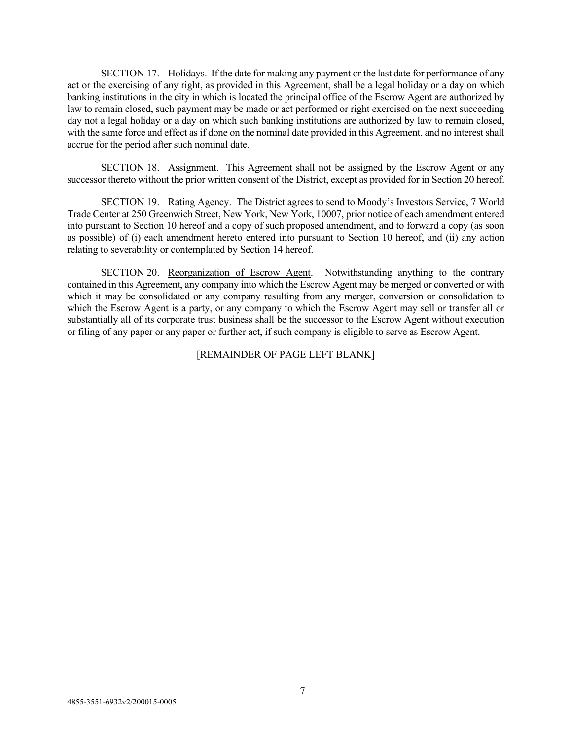SECTION 17. Holidays. If the date for making any payment or the last date for performance of any act or the exercising of any right, as provided in this Agreement, shall be a legal holiday or a day on which banking institutions in the city in which is located the principal office of the Escrow Agent are authorized by law to remain closed, such payment may be made or act performed or right exercised on the next succeeding day not a legal holiday or a day on which such banking institutions are authorized by law to remain closed, with the same force and effect as if done on the nominal date provided in this Agreement, and no interest shall accrue for the period after such nominal date.

SECTION 18. Assignment. This Agreement shall not be assigned by the Escrow Agent or any successor thereto without the prior written consent of the District, except as provided for in Section 20 hereof.

SECTION 19. Rating Agency. The District agrees to send to Moody's Investors Service, 7 World Trade Center at 250 Greenwich Street, New York, New York, 10007, prior notice of each amendment entered into pursuant to Section 10 hereof and a copy of such proposed amendment, and to forward a copy (as soon as possible) of (i) each amendment hereto entered into pursuant to Section 10 hereof, and (ii) any action relating to severability or contemplated by Section 14 hereof.

SECTION 20. Reorganization of Escrow Agent. Notwithstanding anything to the contrary contained in this Agreement, any company into which the Escrow Agent may be merged or converted or with which it may be consolidated or any company resulting from any merger, conversion or consolidation to which the Escrow Agent is a party, or any company to which the Escrow Agent may sell or transfer all or substantially all of its corporate trust business shall be the successor to the Escrow Agent without execution or filing of any paper or any paper or further act, if such company is eligible to serve as Escrow Agent.

[REMAINDER OF PAGE LEFT BLANK]

4855-3551-6932v2/200015-0005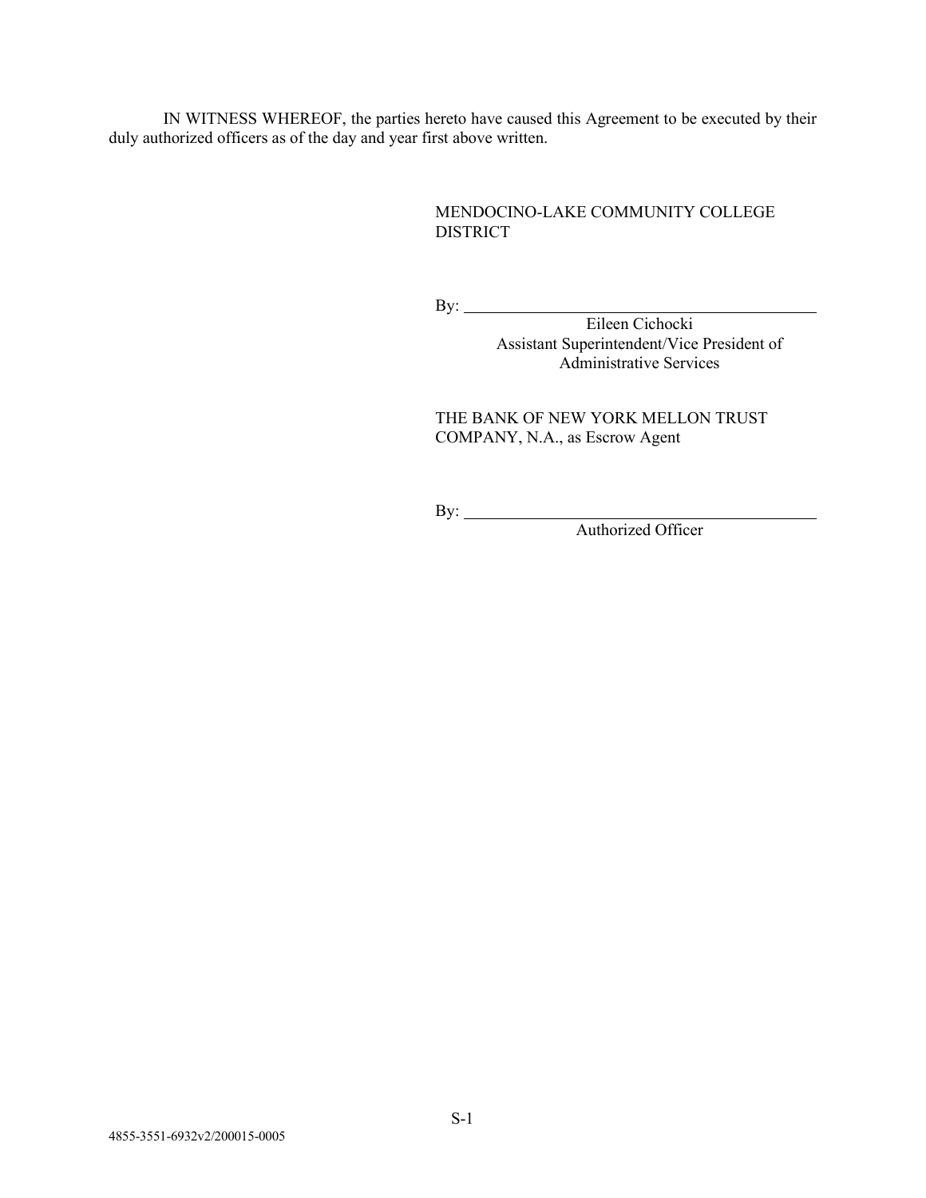IN WITNESS WHEREOF, the parties hereto have caused this Agreement to be executed by their duly authorized officers as of the day and year first above written.

MENDOCINO-LAKE COMMUNITY COLLEGE DISTRICT

By: \_\_\_\_\_\_\_\_\_\_\_\_\_\_\_\_\_\_\_\_\_\_\_\_\_\_\_\_\_\_\_\_\_\_\_\_\_\_\_\_

Eileen Cichocki
Assistant Superintendent/Vice President of Administrative Services

THE BANK OF NEW YORK MELLON TRUST COMPANY, N.A., as Escrow Agent

By: \_\_\_\_\_\_\_\_\_\_\_\_\_\_\_\_\_\_\_\_\_\_\_\_\_\_\_\_\_\_\_\_\_\_\_\_\_\_\_\_

Authorized Officer

S-1

4855-3551-6932v2/200015-0005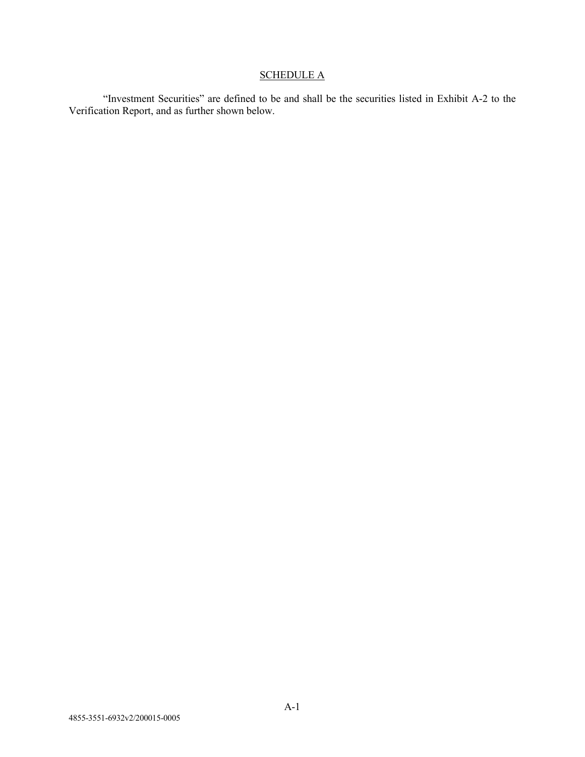## SCHEDULE A

"Investment Securities" are defined to be and shall be the securities listed in Exhibit A-2 to the Verification Report, and as further shown below.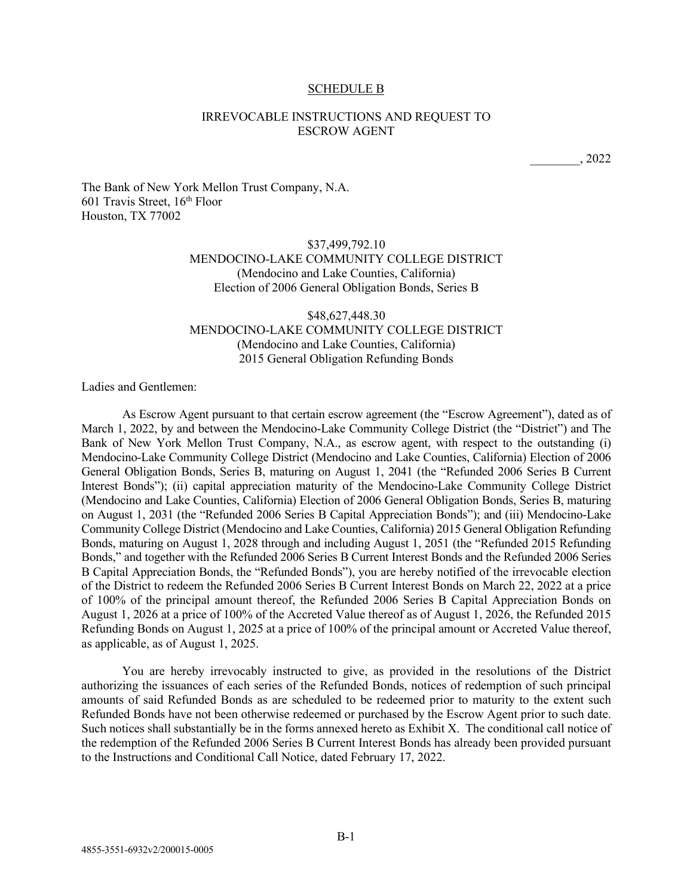<u>SCHEDULE B</u>

IRREVOCABLE INSTRUCTIONS AND REQUEST TO
ESCROW AGENT

________, 2022

The Bank of New York Mellon Trust Company, N.A.
601 Travis Street, 16th Floor
Houston, TX 77002

$37,499,792.10
MENDOCINO-LAKE COMMUNITY COLLEGE DISTRICT
(Mendocino and Lake Counties, California)
Election of 2006 General Obligation Bonds, Series B

$48,627,448.30
MENDOCINO-LAKE COMMUNITY COLLEGE DISTRICT
(Mendocino and Lake Counties, California)
2015 General Obligation Refunding Bonds

Ladies and Gentlemen:

As Escrow Agent pursuant to that certain escrow agreement (the "Escrow Agreement"), dated as of March 1, 2022, by and between the Mendocino-Lake Community College District (the "District") and The Bank of New York Mellon Trust Company, N.A., as escrow agent, with respect to the outstanding (i) Mendocino-Lake Community College District (Mendocino and Lake Counties, California) Election of 2006 General Obligation Bonds, Series B, maturing on August 1, 2041 (the "Refunded 2006 Series B Current Interest Bonds"); (ii) capital appreciation maturity of the Mendocino-Lake Community College District (Mendocino and Lake Counties, California) Election of 2006 General Obligation Bonds, Series B, maturing on August 1, 2031 (the "Refunded 2006 Series B Capital Appreciation Bonds"); and (iii) Mendocino-Lake Community College District (Mendocino and Lake Counties, California) 2015 General Obligation Refunding Bonds, maturing on August 1, 2028 through and including August 1, 2051 (the "Refunded 2015 Refunding Bonds," and together with the Refunded 2006 Series B Current Interest Bonds and the Refunded 2006 Series B Capital Appreciation Bonds, the "Refunded Bonds"), you are hereby notified of the irrevocable election of the District to redeem the Refunded 2006 Series B Current Interest Bonds on March 22, 2022 at a price of 100% of the principal amount thereof, the Refunded 2006 Series B Capital Appreciation Bonds on August 1, 2026 at a price of 100% of the Accreted Value thereof as of August 1, 2026, the Refunded 2015 Refunding Bonds on August 1, 2025 at a price of 100% of the principal amount or Accreted Value thereof, as applicable, as of August 1, 2025.

You are hereby irrevocably instructed to give, as provided in the resolutions of the District authorizing the issuances of each series of the Refunded Bonds, notices of redemption of such principal amounts of said Refunded Bonds as are scheduled to be redeemed prior to maturity to the extent such Refunded Bonds have not been otherwise redeemed or purchased by the Escrow Agent prior to such date. Such notices shall substantially be in the forms annexed hereto as Exhibit X. The conditional call notice of the redemption of the Refunded 2006 Series B Current Interest Bonds has already been provided pursuant to the Instructions and Conditional Call Notice, dated February 17, 2022.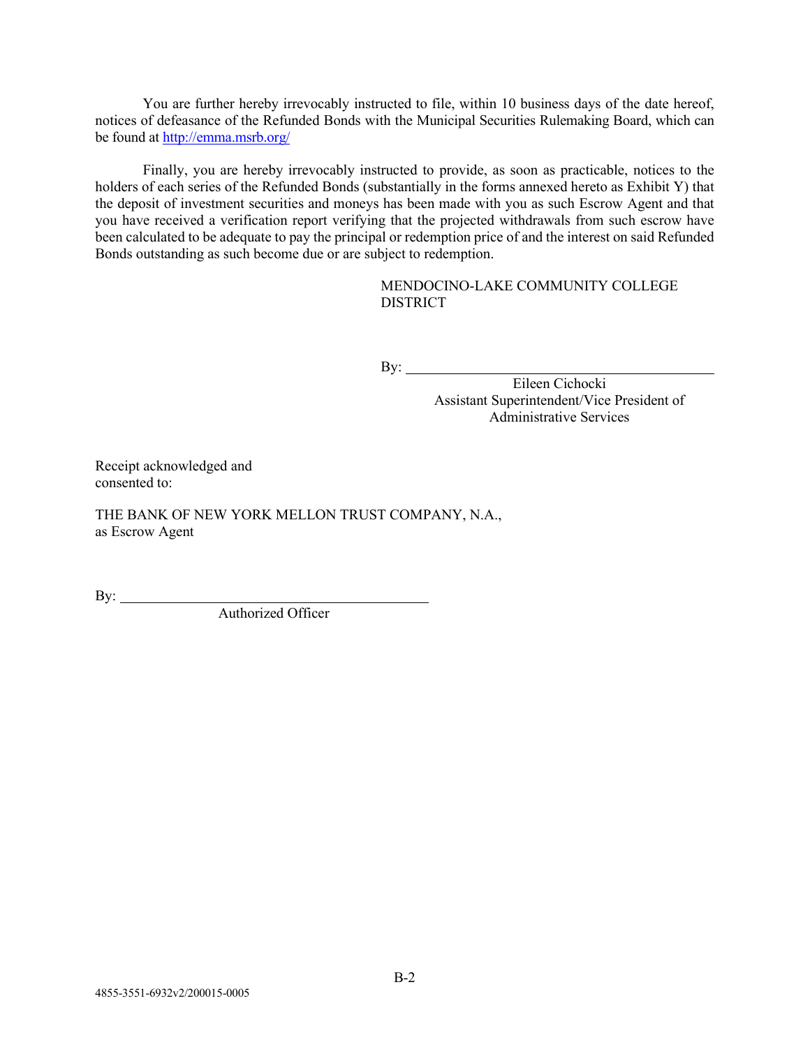You are further hereby irrevocably instructed to file, within 10 business days of the date hereof, notices of defeasance of the Refunded Bonds with the Municipal Securities Rulemaking Board, which can be found at http://emma.msrb.org/

Finally, you are hereby irrevocably instructed to provide, as soon as practicable, notices to the holders of each series of the Refunded Bonds (substantially in the forms annexed hereto as Exhibit Y) that the deposit of investment securities and moneys has been made with you as such Escrow Agent and that you have received a verification report verifying that the projected withdrawals from such escrow have been calculated to be adequate to pay the principal or redemption price of and the interest on said Refunded Bonds outstanding as such become due or are subject to redemption.

MENDOCINO-LAKE COMMUNITY COLLEGE DISTRICT

By: ____________________________________________
Eileen Cichocki
Assistant Superintendent/Vice President of Administrative Services

Receipt acknowledged and consented to:

THE BANK OF NEW YORK MELLON TRUST COMPANY, N.A.,
as Escrow Agent

By: ____________________________________________
Authorized Officer

4855-3551-6932v2/200015-0005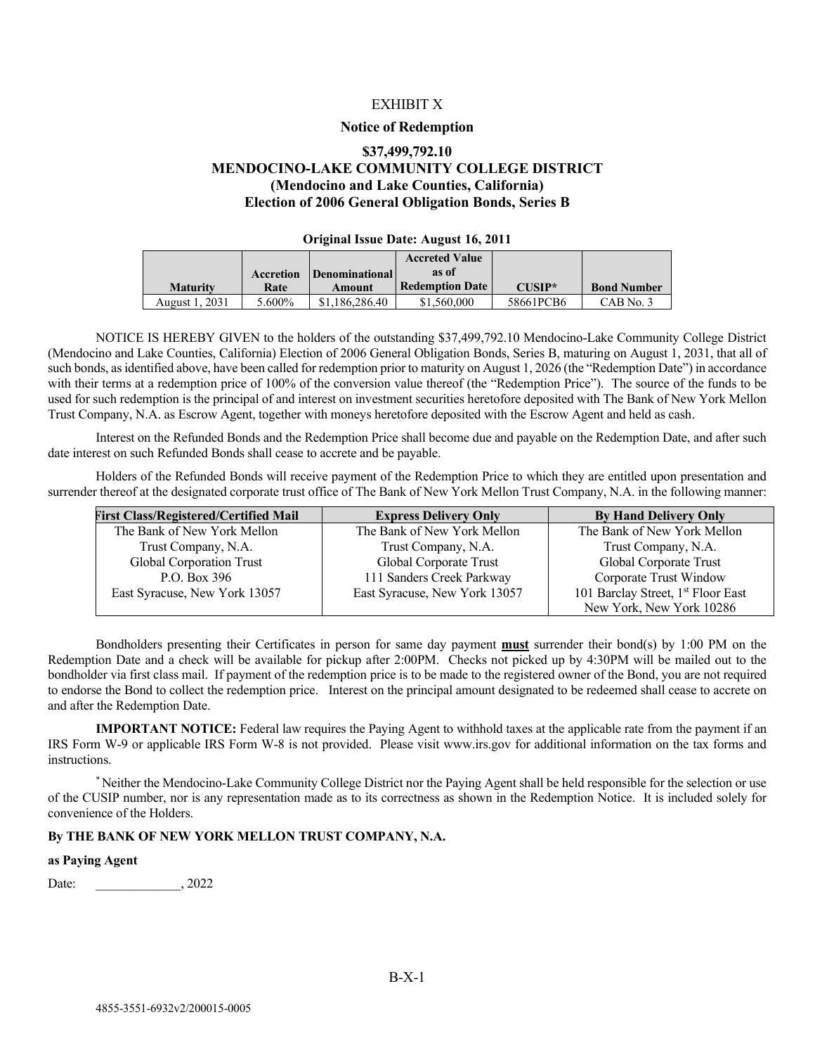EXHIBIT X

**Notice of Redemption**

**$37,499,792.10**
**MENDOCINO-LAKE COMMUNITY COLLEGE DISTRICT**
**(Mendocino and Lake Counties, California)**
**Election of 2006 General Obligation Bonds, Series B**

**Original Issue Date: August 16, 2011**

| Maturity | Accretion Rate | Denominational Amount | Accreted Value as of Redemption Date | CUSIP* | Bond Number |
|---|---|---|---|---|---|
| August 1, 2031 | 5.600% | $1,186,286.40 | $1,560,000 | 58661PCB6 | CAB No. 3 |

NOTICE IS HEREBY GIVEN to the holders of the outstanding $37,499,792.10 Mendocino-Lake Community College District (Mendocino and Lake Counties, California) Election of 2006 General Obligation Bonds, Series B, maturing on August 1, 2031, that all of such bonds, as identified above, have been called for redemption prior to maturity on August 1, 2026 (the "Redemption Date") in accordance with their terms at a redemption price of 100% of the conversion value thereof (the "Redemption Price"). The source of the funds to be used for such redemption is the principal of and interest on investment securities heretofore deposited with The Bank of New York Mellon Trust Company, N.A. as Escrow Agent, together with moneys heretofore deposited with the Escrow Agent and held as cash.

Interest on the Refunded Bonds and the Redemption Price shall become due and payable on the Redemption Date, and after such date interest on such Refunded Bonds shall cease to accrete and be payable.

Holders of the Refunded Bonds will receive payment of the Redemption Price to which they are entitled upon presentation and surrender thereof at the designated corporate trust office of The Bank of New York Mellon Trust Company, N.A. in the following manner:

| First Class/Registered/Certified Mail | Express Delivery Only | By Hand Delivery Only |
|---|---|---|
| The Bank of New York Mellon<br>Trust Company, N.A.<br>Global Corporation Trust<br>P.O. Box 396<br>East Syracuse, New York 13057 | The Bank of New York Mellon<br>Trust Company, N.A.<br>Global Corporate Trust<br>111 Sanders Creek Parkway<br>East Syracuse, New York 13057 | The Bank of New York Mellon<br>Trust Company, N.A.<br>Global Corporate Trust<br>Corporate Trust Window<br>101 Barclay Street, 1st Floor East<br>New York, New York 10286 |

Bondholders presenting their Certificates in person for same day payment **must** surrender their bond(s) by 1:00 PM on the Redemption Date and a check will be available for pickup after 2:00PM. Checks not picked up by 4:30PM will be mailed out to the bondholder via first class mail. If payment of the redemption price is to be made to the registered owner of the Bond, you are not required to endorse the Bond to collect the redemption price. Interest on the principal amount designated to be redeemed shall cease to accrete on and after the Redemption Date.

**IMPORTANT NOTICE:** Federal law requires the Paying Agent to withhold taxes at the applicable rate from the payment if an IRS Form W-9 or applicable IRS Form W-8 is not provided. Please visit www.irs.gov for additional information on the tax forms and instructions.

* Neither the Mendocino-Lake Community College District nor the Paying Agent shall be held responsible for the selection or use of the CUSIP number, nor is any representation made as to its correctness as shown in the Redemption Notice. It is included solely for convenience of the Holders.

**By THE BANK OF NEW YORK MELLON TRUST COMPANY, N.A.**

**as Paying Agent**

Date: _____________, 2022

4855-3551-6932v2/200015-0005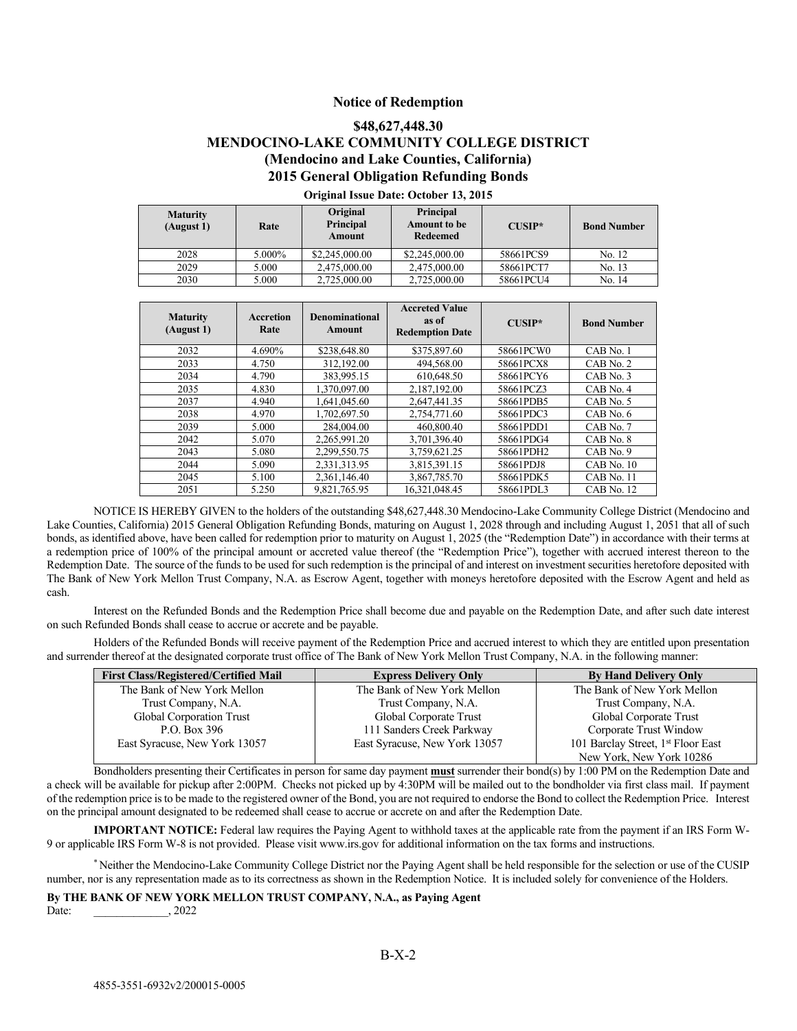**Notice of Redemption**

**$48,627,448.30**
**MENDOCINO-LAKE COMMUNITY COLLEGE DISTRICT**
**(Mendocino and Lake Counties, California)**
**2015 General Obligation Refunding Bonds**

**Original Issue Date: October 13, 2015**

| Maturity (August 1) | Rate | Original Principal Amount | Principal Amount to be Redeemed | CUSIP* | Bond Number |
|---|---|---|---|---|---|
| 2028 | 5.000% | $2,245,000.00 | $2,245,000.00 | 58661PCS9 | No. 12 |
| 2029 | 5.000 | 2,475,000.00 | 2,475,000.00 | 58661PCT7 | No. 13 |
| 2030 | 5.000 | 2,725,000.00 | 2,725,000.00 | 58661PCU4 | No. 14 |

| Maturity (August 1) | Accretion Rate | Denominational Amount | Accreted Value as of Redemption Date | CUSIP* | Bond Number |
|---|---|---|---|---|---|
| 2032 | 4.690% | $238,648.80 | $375,897.60 | 58661PCW0 | CAB No. 1 |
| 2033 | 4.750 | 312,192.00 | 494,568.00 | 58661PCX8 | CAB No. 2 |
| 2034 | 4.790 | 383,995.15 | 610,648.50 | 58661PCY6 | CAB No. 3 |
| 2035 | 4.830 | 1,370,097.00 | 2,187,192.00 | 58661PCZ3 | CAB No. 4 |
| 2037 | 4.940 | 1,641,045.60 | 2,647,441.35 | 58661PDB5 | CAB No. 5 |
| 2038 | 4.970 | 1,702,697.50 | 2,754,771.60 | 58661PDC3 | CAB No. 6 |
| 2039 | 5.000 | 284,004.00 | 460,800.40 | 58661PDD1 | CAB No. 7 |
| 2042 | 5.070 | 2,265,991.20 | 3,701,396.40 | 58661PDG4 | CAB No. 8 |
| 2043 | 5.080 | 2,299,550.75 | 3,759,621.25 | 58661PDH2 | CAB No. 9 |
| 2044 | 5.090 | 2,331,313.95 | 3,815,391.15 | 58661PDJ8 | CAB No. 10 |
| 2045 | 5.100 | 2,361,146.40 | 3,867,785.70 | 58661PDK5 | CAB No. 11 |
| 2051 | 5.250 | 9,821,765.95 | 16,321,048.45 | 58661PDL3 | CAB No. 12 |

NOTICE IS HEREBY GIVEN to the holders of the outstanding $48,627,448.30 Mendocino-Lake Community College District (Mendocino and Lake Counties, California) 2015 General Obligation Refunding Bonds, maturing on August 1, 2028 through and including August 1, 2051 that all of such bonds, as identified above, have been called for redemption prior to maturity on August 1, 2025 (the "Redemption Date") in accordance with their terms at a redemption price of 100% of the principal amount or accreted value thereof (the "Redemption Price"), together with accrued interest thereon to the Redemption Date. The source of the funds to be used for such redemption is the principal of and interest on investment securities heretofore deposited with The Bank of New York Mellon Trust Company, N.A. as Escrow Agent, together with moneys heretofore deposited with the Escrow Agent and held as cash.

Interest on the Refunded Bonds and the Redemption Price shall become due and payable on the Redemption Date, and after such date interest on such Refunded Bonds shall cease to accrue or accrete and be payable.

Holders of the Refunded Bonds will receive payment of the Redemption Price and accrued interest to which they are entitled upon presentation and surrender thereof at the designated corporate trust office of The Bank of New York Mellon Trust Company, N.A. in the following manner:

| First Class/Registered/Certified Mail | Express Delivery Only | By Hand Delivery Only |
|---|---|---|
| The Bank of New York Mellon | The Bank of New York Mellon | The Bank of New York Mellon |
| Trust Company, N.A. | Trust Company, N.A. | Trust Company, N.A. |
| Global Corporation Trust | Global Corporate Trust | Global Corporate Trust |
| P.O. Box 396 | 111 Sanders Creek Parkway | Corporate Trust Window |
| East Syracuse, New York 13057 | East Syracuse, New York 13057 | 101 Barclay Street, 1st Floor East |
| | | New York, New York 10286 |

Bondholders presenting their Certificates in person for same day payment **must** surrender their bond(s) by 1:00 PM on the Redemption Date and a check will be available for pickup after 2:00PM. Checks not picked up by 4:30PM will be mailed out to the bondholder via first class mail. If payment of the redemption price is to be made to the registered owner of the Bond, you are not required to endorse the Bond to collect the Redemption Price. Interest on the principal amount designated to be redeemed shall cease to accrue or accrete on and after the Redemption Date.

**IMPORTANT NOTICE:** Federal law requires the Paying Agent to withhold taxes at the applicable rate from the payment if an IRS Form W-9 or applicable IRS Form W-8 is not provided. Please visit www.irs.gov for additional information on the tax forms and instructions.

* Neither the Mendocino-Lake Community College District nor the Paying Agent shall be held responsible for the selection or use of the CUSIP number, nor is any representation made as to its correctness as shown in the Redemption Notice. It is included solely for convenience of the Holders.

**By THE BANK OF NEW YORK MELLON TRUST COMPANY, N.A., as Paying Agent**

Date: _____________, 2022

B-X-2

4855-3551-6932v2/200015-0005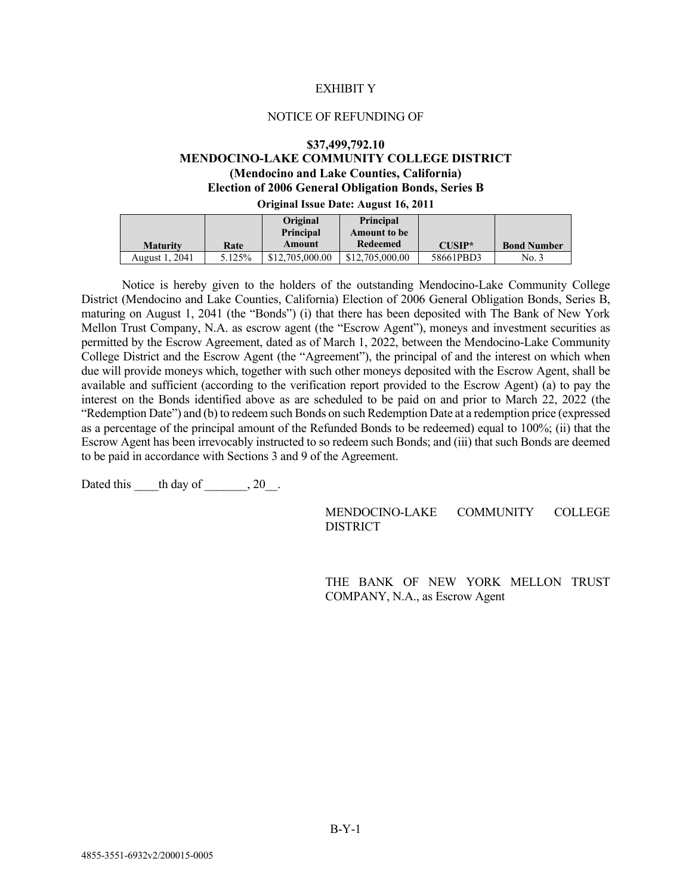EXHIBIT Y

NOTICE OF REFUNDING OF

**$37,499,792.10**
**MENDOCINO-LAKE COMMUNITY COLLEGE DISTRICT**
**(Mendocino and Lake Counties, California)**
**Election of 2006 General Obligation Bonds, Series B**

**Original Issue Date: August 16, 2011**

| Maturity | Rate | Original Principal Amount | Principal Amount to be Redeemed | CUSIP* | Bond Number |
|---|---|---|---|---|---|
| August 1, 2041 | 5.125% | $12,705,000.00 | $12,705,000.00 | 58661PBD3 | No. 3 |

Notice is hereby given to the holders of the outstanding Mendocino-Lake Community College District (Mendocino and Lake Counties, California) Election of 2006 General Obligation Bonds, Series B, maturing on August 1, 2041 (the "Bonds") (i) that there has been deposited with The Bank of New York Mellon Trust Company, N.A. as escrow agent (the "Escrow Agent"), moneys and investment securities as permitted by the Escrow Agreement, dated as of March 1, 2022, between the Mendocino-Lake Community College District and the Escrow Agent (the "Agreement"), the principal of and the interest on which when due will provide moneys which, together with such other moneys deposited with the Escrow Agent, shall be available and sufficient (according to the verification report provided to the Escrow Agent) (a) to pay the interest on the Bonds identified above as are scheduled to be paid on and prior to March 22, 2022 (the "Redemption Date") and (b) to redeem such Bonds on such Redemption Date at a redemption price (expressed as a percentage of the principal amount of the Refunded Bonds to be redeemed) equal to 100%; (ii) that the Escrow Agent has been irrevocably instructed to so redeem such Bonds; and (iii) that such Bonds are deemed to be paid in accordance with Sections 3 and 9 of the Agreement.

Dated this ____th day of _______, 20__.

MENDOCINO-LAKE COMMUNITY COLLEGE DISTRICT

THE BANK OF NEW YORK MELLON TRUST COMPANY, N.A., as Escrow Agent

4855-3551-6932v2/200015-0005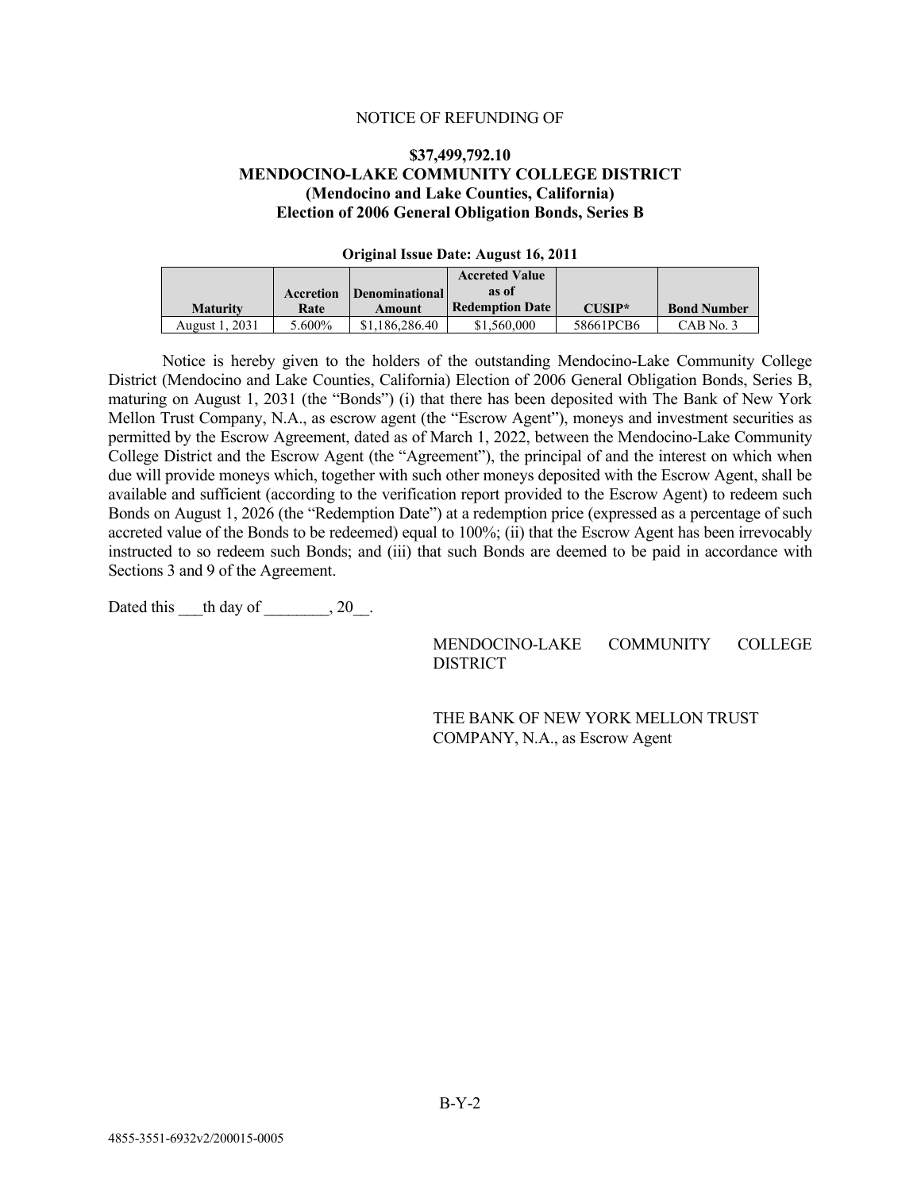NOTICE OF REFUNDING OF

**$37,499,792.10**
**MENDOCINO-LAKE COMMUNITY COLLEGE DISTRICT**
**(Mendocino and Lake Counties, California)**
**Election of 2006 General Obligation Bonds, Series B**

**Original Issue Date: August 16, 2011**

| Maturity | Accretion Rate | Denominational Amount | Accreted Value as of Redemption Date | CUSIP* | Bond Number |
|---|---|---|---|---|---|
| August 1, 2031 | 5.600% | $1,186,286.40 | $1,560,000 | 58661PCB6 | CAB No. 3 |

Notice is hereby given to the holders of the outstanding Mendocino-Lake Community College District (Mendocino and Lake Counties, California) Election of 2006 General Obligation Bonds, Series B, maturing on August 1, 2031 (the "Bonds") (i) that there has been deposited with The Bank of New York Mellon Trust Company, N.A., as escrow agent (the "Escrow Agent"), moneys and investment securities as permitted by the Escrow Agreement, dated as of March 1, 2022, between the Mendocino-Lake Community College District and the Escrow Agent (the "Agreement"), the principal of and the interest on which when due will provide moneys which, together with such other moneys deposited with the Escrow Agent, shall be available and sufficient (according to the verification report provided to the Escrow Agent) to redeem such Bonds on August 1, 2026 (the "Redemption Date") at a redemption price (expressed as a percentage of such accreted value of the Bonds to be redeemed) equal to 100%; (ii) that the Escrow Agent has been irrevocably instructed to so redeem such Bonds; and (iii) that such Bonds are deemed to be paid in accordance with Sections 3 and 9 of the Agreement.

Dated this ___th day of ________, 20__.

MENDOCINO-LAKE COMMUNITY COLLEGE DISTRICT

THE BANK OF NEW YORK MELLON TRUST COMPANY, N.A., as Escrow Agent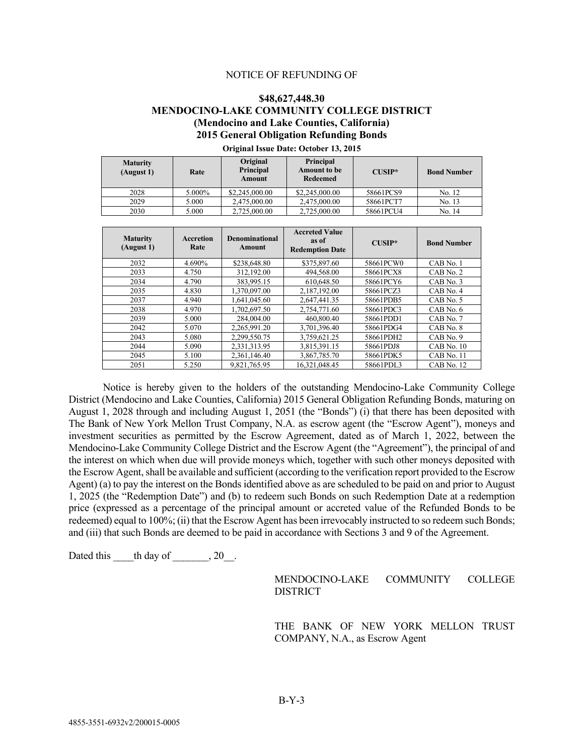NOTICE OF REFUNDING OF

**$48,627,448.30**
**MENDOCINO-LAKE COMMUNITY COLLEGE DISTRICT**
**(Mendocino and Lake Counties, California)**
**2015 General Obligation Refunding Bonds**

**Original Issue Date: October 13, 2015**

| Maturity (August 1) | Rate | Original Principal Amount | Principal Amount to be Redeemed | CUSIP* | Bond Number |
|---|---|---|---|---|---|
| 2028 | 5.000% | $2,245,000.00 | $2,245,000.00 | 58661PCS9 | No. 12 |
| 2029 | 5.000 | 2,475,000.00 | 2,475,000.00 | 58661PCT7 | No. 13 |
| 2030 | 5.000 | 2,725,000.00 | 2,725,000.00 | 58661PCU4 | No. 14 |

| Maturity (August 1) | Accretion Rate | Denominational Amount | Accreted Value as of Redemption Date | CUSIP* | Bond Number |
|---|---|---|---|---|---|
| 2032 | 4.690% | $238,648.80 | $375,897.60 | 58661PCW0 | CAB No. 1 |
| 2033 | 4.750 | 312,192.00 | 494,568.00 | 58661PCX8 | CAB No. 2 |
| 2034 | 4.790 | 383,995.15 | 610,648.50 | 58661PCY6 | CAB No. 3 |
| 2035 | 4.830 | 1,370,097.00 | 2,187,192.00 | 58661PCZ3 | CAB No. 4 |
| 2037 | 4.940 | 1,641,045.60 | 2,647,441.35 | 58661PDB5 | CAB No. 5 |
| 2038 | 4.970 | 1,702,697.50 | 2,754,771.60 | 58661PDC3 | CAB No. 6 |
| 2039 | 5.000 | 284,004.00 | 460,800.40 | 58661PDD1 | CAB No. 7 |
| 2042 | 5.070 | 2,265,991.20 | 3,701,396.40 | 58661PDG4 | CAB No. 8 |
| 2043 | 5.080 | 2,299,550.75 | 3,759,621.25 | 58661PDH2 | CAB No. 9 |
| 2044 | 5.090 | 2,331,313.95 | 3,815,391.15 | 58661PDJ8 | CAB No. 10 |
| 2045 | 5.100 | 2,361,146.40 | 3,867,785.70 | 58661PDK5 | CAB No. 11 |
| 2051 | 5.250 | 9,821,765.95 | 16,321,048.45 | 58661PDL3 | CAB No. 12 |

Notice is hereby given to the holders of the outstanding Mendocino-Lake Community College District (Mendocino and Lake Counties, California) 2015 General Obligation Refunding Bonds, maturing on August 1, 2028 through and including August 1, 2051 (the "Bonds") (i) that there has been deposited with The Bank of New York Mellon Trust Company, N.A. as escrow agent (the "Escrow Agent"), moneys and investment securities as permitted by the Escrow Agreement, dated as of March 1, 2022, between the Mendocino-Lake Community College District and the Escrow Agent (the "Agreement"), the principal of and the interest on which when due will provide moneys which, together with such other moneys deposited with the Escrow Agent, shall be available and sufficient (according to the verification report provided to the Escrow Agent) (a) to pay the interest on the Bonds identified above as are scheduled to be paid on and prior to August 1, 2025 (the "Redemption Date") and (b) to redeem such Bonds on such Redemption Date at a redemption price (expressed as a percentage of the principal amount or accreted value of the Refunded Bonds to be redeemed) equal to 100%; (ii) that the Escrow Agent has been irrevocably instructed to so redeem such Bonds; and (iii) that such Bonds are deemed to be paid in accordance with Sections 3 and 9 of the Agreement.

Dated this ____th day of _______, 20__.

MENDOCINO-LAKE COMMUNITY COLLEGE DISTRICT

THE BANK OF NEW YORK MELLON TRUST COMPANY, N.A., as Escrow Agent

B-Y-3

4855-3551-6932v2/200015-0005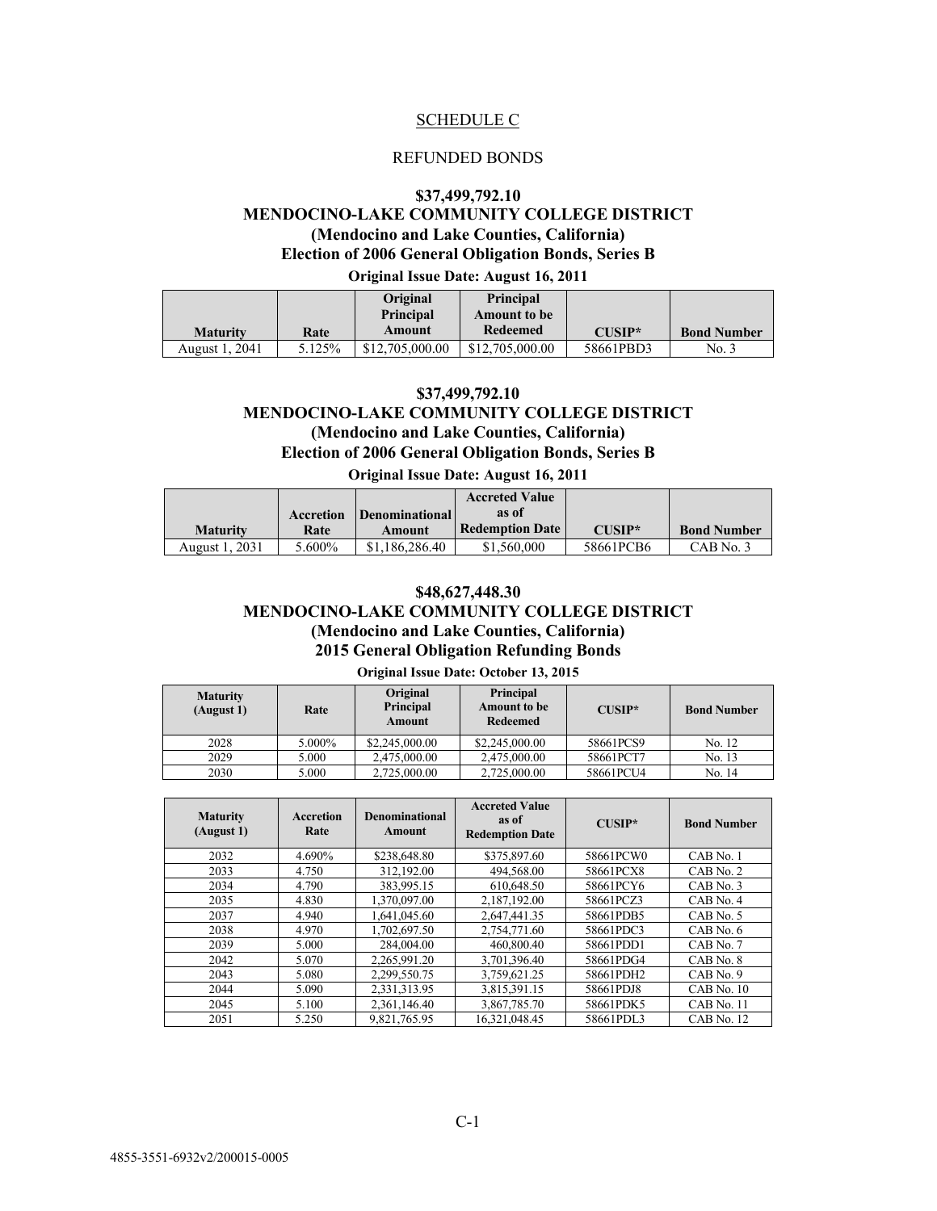## SCHEDULE C

## REFUNDED BONDS

**$37,499,792.10**
**MENDOCINO-LAKE COMMUNITY COLLEGE DISTRICT**
**(Mendocino and Lake Counties, California)**
**Election of 2006 General Obligation Bonds, Series B**

**Original Issue Date: August 16, 2011**

| Maturity | Rate | Original Principal Amount | Principal Amount to be Redeemed | CUSIP* | Bond Number |
|---|---|---|---|---|---|
| August 1, 2041 | 5.125% | $12,705,000.00 | $12,705,000.00 | 58661PBD3 | No. 3 |

**$37,499,792.10**
**MENDOCINO-LAKE COMMUNITY COLLEGE DISTRICT**
**(Mendocino and Lake Counties, California)**
**Election of 2006 General Obligation Bonds, Series B**

**Original Issue Date: August 16, 2011**

| Maturity | Accretion Rate | Denominational Amount | Accreted Value as of Redemption Date | CUSIP* | Bond Number |
|---|---|---|---|---|---|
| August 1, 2031 | 5.600% | $1,186,286.40 | $1,560,000 | 58661PCB6 | CAB No. 3 |

**$48,627,448.30**
**MENDOCINO-LAKE COMMUNITY COLLEGE DISTRICT**
**(Mendocino and Lake Counties, California)**
**2015 General Obligation Refunding Bonds**

**Original Issue Date: October 13, 2015**

| Maturity (August 1) | Rate | Original Principal Amount | Principal Amount to be Redeemed | CUSIP* | Bond Number |
|---|---|---|---|---|---|
| 2028 | 5.000% | $2,245,000.00 | $2,245,000.00 | 58661PCS9 | No. 12 |
| 2029 | 5.000 | 2,475,000.00 | 2,475,000.00 | 58661PCT7 | No. 13 |
| 2030 | 5.000 | 2,725,000.00 | 2,725,000.00 | 58661PCU4 | No. 14 |

| Maturity (August 1) | Accretion Rate | Denominational Amount | Accreted Value as of Redemption Date | CUSIP* | Bond Number |
|---|---|---|---|---|---|
| 2032 | 4.690% | $238,648.80 | $375,897.60 | 58661PCW0 | CAB No. 1 |
| 2033 | 4.750 | 312,192.00 | 494,568.00 | 58661PCX8 | CAB No. 2 |
| 2034 | 4.790 | 383,995.15 | 610,648.50 | 58661PCY6 | CAB No. 3 |
| 2035 | 4.830 | 1,370,097.00 | 2,187,192.00 | 58661PCZ3 | CAB No. 4 |
| 2037 | 4.940 | 1,641,045.60 | 2,647,441.35 | 58661PDB5 | CAB No. 5 |
| 2038 | 4.970 | 1,702,697.50 | 2,754,771.60 | 58661PDC3 | CAB No. 6 |
| 2039 | 5.000 | 284,004.00 | 460,800.40 | 58661PDD1 | CAB No. 7 |
| 2042 | 5.070 | 2,265,991.20 | 3,701,396.40 | 58661PDG4 | CAB No. 8 |
| 2043 | 5.080 | 2,299,550.75 | 3,759,621.25 | 58661PDH2 | CAB No. 9 |
| 2044 | 5.090 | 2,331,313.95 | 3,815,391.15 | 58661PDJ8 | CAB No. 10 |
| 2045 | 5.100 | 2,361,146.40 | 3,867,785.70 | 58661PDK5 | CAB No. 11 |
| 2051 | 5.250 | 9,821,765.95 | 16,321,048.45 | 58661PDL3 | CAB No. 12 |

4855-3551-6932v2/200015-0005